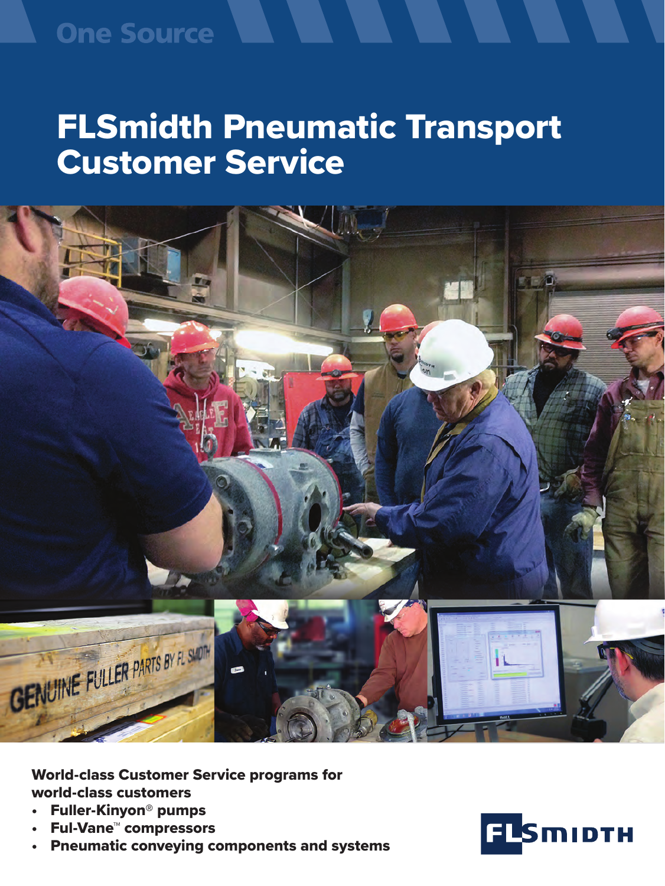One Source

# FLSmidth Pneumatic Transport Customer Service

**World-class Customer Service programs for world-class customers**

- **Fuller-Kinyon® pumps**
- **Ful-Vane™ compressors**
- **Pneumatic conveying components and systems**

FLSMIDTH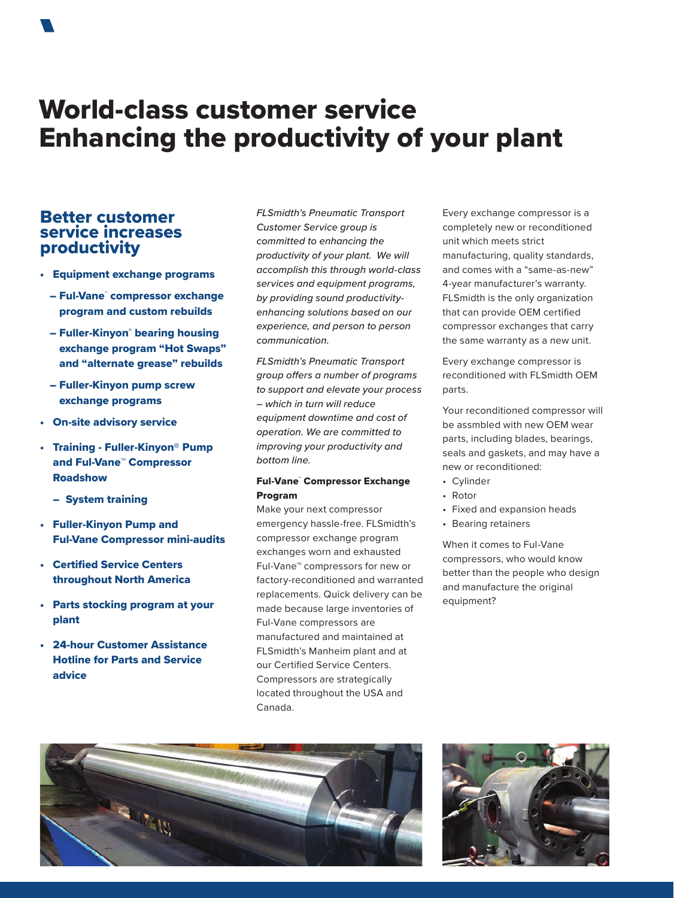# World-class customer service Enhancing the productivity of your plant

## Better customer service increases productivity

- **Equipment exchange programs**
  - **Ful-Vane™ compressor exchange program and custom rebuilds**
  - **Fuller-Kinyon® bearing housing exchange program "Hot Swaps" and "alternate grease" rebuilds**
  - **Fuller-Kinyon pump screw exchange programs**
- **On-site advisory service**
- **Training - Fuller-Kinyon® Pump and Ful-Vane™ Compressor Roadshow**
  - **System training**
- **Fuller-Kinyon Pump and Ful-Vane Compressor mini-audits**
- **Certified Service Centers throughout North America**
- **Parts stocking program at your plant**
- **24-hour Customer Assistance Hotline for Parts and Service advice**

*FLSmidth's Pneumatic Transport Customer Service group is committed to enhancing the productivity of your plant. We will accomplish this through world-class services and equipment programs, by providing sound productivity-enhancing solutions based on our experience, and person to person communication.*

*FLSmidth's Pneumatic Transport group offers a number of programs to support and elevate your process – which in turn will reduce equipment downtime and cost of operation. We are committed to improving your productivity and bottom line.*

### Ful-Vane™ Compressor Exchange Program

Make your next compressor emergency hassle-free. FLSmidth's compressor exchange program exchanges worn and exhausted Ful-Vane™ compressors for new or factory-reconditioned and warranted replacements. Quick delivery can be made because large inventories of Ful-Vane compressors are manufactured and maintained at FLSmidth's Manheim plant and at our Certified Service Centers. Compressors are strategically located throughout the USA and Canada.

Every exchange compressor is a completely new or reconditioned unit which meets strict manufacturing, quality standards, and comes with a "same-as-new" 4-year manufacturer's warranty. FLSmidth is the only organization that can provide OEM certified compressor exchanges that carry the same warranty as a new unit.

Every exchange compressor is reconditioned with FLSmidth OEM parts.

Your reconditioned compressor will be assmbled with new OEM wear parts, including blades, bearings, seals and gaskets, and may have a new or reconditioned:

- Cylinder
- Rotor
- Fixed and expansion heads
- Bearing retainers

When it comes to Ful-Vane compressors, who would know better than the people who design and manufacture the original equipment?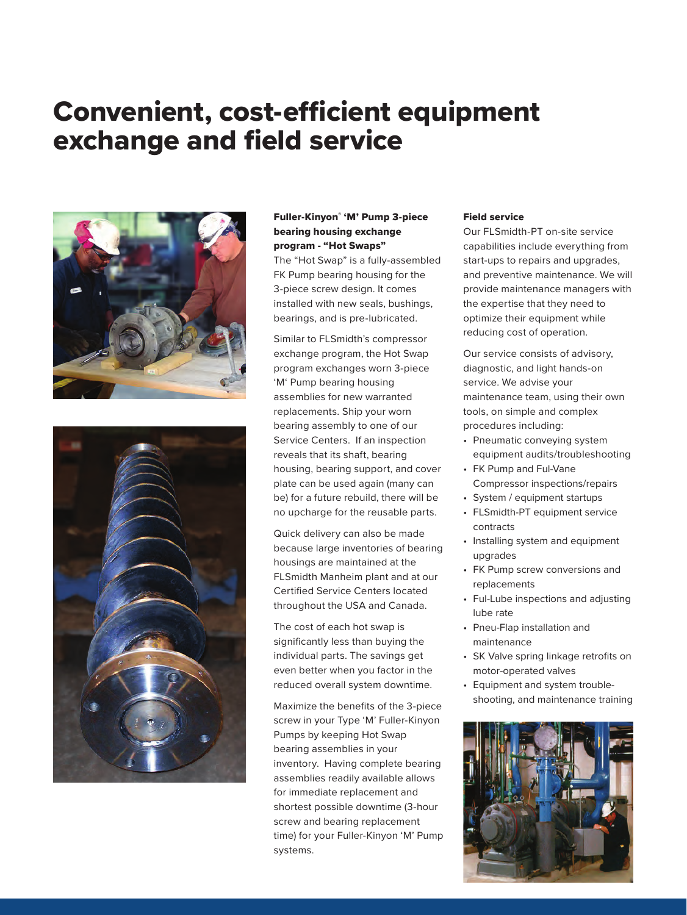# Convenient, cost-efficient equipment exchange and field service

### Fuller-Kinyon® 'M' Pump 3-piece bearing housing exchange program - "Hot Swaps"

The "Hot Swap" is a fully-assembled FK Pump bearing housing for the 3-piece screw design. It comes installed with new seals, bushings, bearings, and is pre-lubricated.

Similar to FLSmidth's compressor exchange program, the Hot Swap program exchanges worn 3-piece 'M' Pump bearing housing assemblies for new warranted replacements. Ship your worn bearing assembly to one of our Service Centers. If an inspection reveals that its shaft, bearing housing, bearing support, and cover plate can be used again (many can be) for a future rebuild, there will be no upcharge for the reusable parts.

Quick delivery can also be made because large inventories of bearing housings are maintained at the FLSmidth Manheim plant and at our Certified Service Centers located throughout the USA and Canada.

The cost of each hot swap is significantly less than buying the individual parts. The savings get even better when you factor in the reduced overall system downtime.

Maximize the benefits of the 3-piece screw in your Type 'M' Fuller-Kinyon Pumps by keeping Hot Swap bearing assemblies in your inventory. Having complete bearing assemblies readily available allows for immediate replacement and shortest possible downtime (3-hour screw and bearing replacement time) for your Fuller-Kinyon 'M' Pump systems.

### Field service

Our FLSmidth-PT on-site service capabilities include everything from start-ups to repairs and upgrades, and preventive maintenance. We will provide maintenance managers with the expertise that they need to optimize their equipment while reducing cost of operation.

Our service consists of advisory, diagnostic, and light hands-on service. We advise your maintenance team, using their own tools, on simple and complex procedures including:

- Pneumatic conveying system equipment audits/troubleshooting
- FK Pump and Ful-Vane Compressor inspections/repairs
- System / equipment startups
- FLSmidth-PT equipment service contracts
- Installing system and equipment upgrades
- FK Pump screw conversions and replacements
- Ful-Lube inspections and adjusting lube rate
- Pneu-Flap installation and maintenance
- SK Valve spring linkage retrofits on motor-operated valves
- Equipment and system trouble-shooting, and maintenance training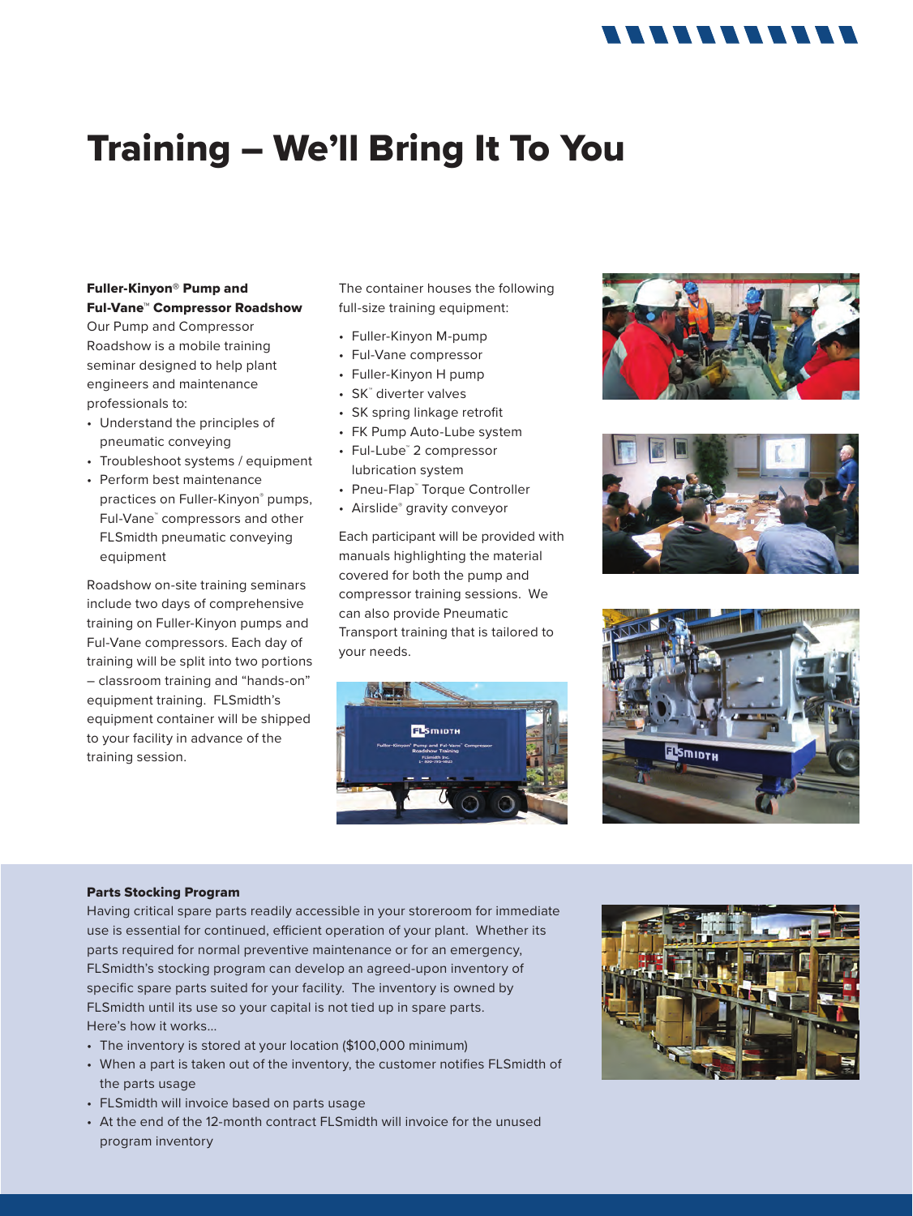# Training – We'll Bring It To You

**Fuller-Kinyon® Pump and Ful-Vane™ Compressor Roadshow**

Our Pump and Compressor Roadshow is a mobile training seminar designed to help plant engineers and maintenance professionals to:

- Understand the principles of pneumatic conveying
- Troubleshoot systems / equipment
- Perform best maintenance practices on Fuller-Kinyon® pumps, Ful-Vane™ compressors and other FLSmidth pneumatic conveying equipment

Roadshow on-site training seminars include two days of comprehensive training on Fuller-Kinyon pumps and Ful-Vane compressors. Each day of training will be split into two portions – classroom training and "hands-on" equipment training. FLSmidth's equipment container will be shipped to your facility in advance of the training session.

The container houses the following full-size training equipment:

- Fuller-Kinyon M-pump
- Ful-Vane compressor
- Fuller-Kinyon H pump
- SK™ diverter valves
- SK spring linkage retrofit
- FK Pump Auto-Lube system
- Ful-Lube™ 2 compressor lubrication system
- Pneu-Flap™ Torque Controller
- Airslide® gravity conveyor

Each participant will be provided with manuals highlighting the material covered for both the pump and compressor training sessions. We can also provide Pneumatic Transport training that is tailored to your needs.

**Parts Stocking Program**

Having critical spare parts readily accessible in your storeroom for immediate use is essential for continued, efficient operation of your plant. Whether its parts required for normal preventive maintenance or for an emergency, FLSmidth's stocking program can develop an agreed-upon inventory of specific spare parts suited for your facility. The inventory is owned by FLSmidth until its use so your capital is not tied up in spare parts. Here's how it works...

- The inventory is stored at your location ($100,000 minimum)
- When a part is taken out of the inventory, the customer notifies FLSmidth of the parts usage
- FLSmidth will invoice based on parts usage
- At the end of the 12-month contract FLSmidth will invoice for the unused program inventory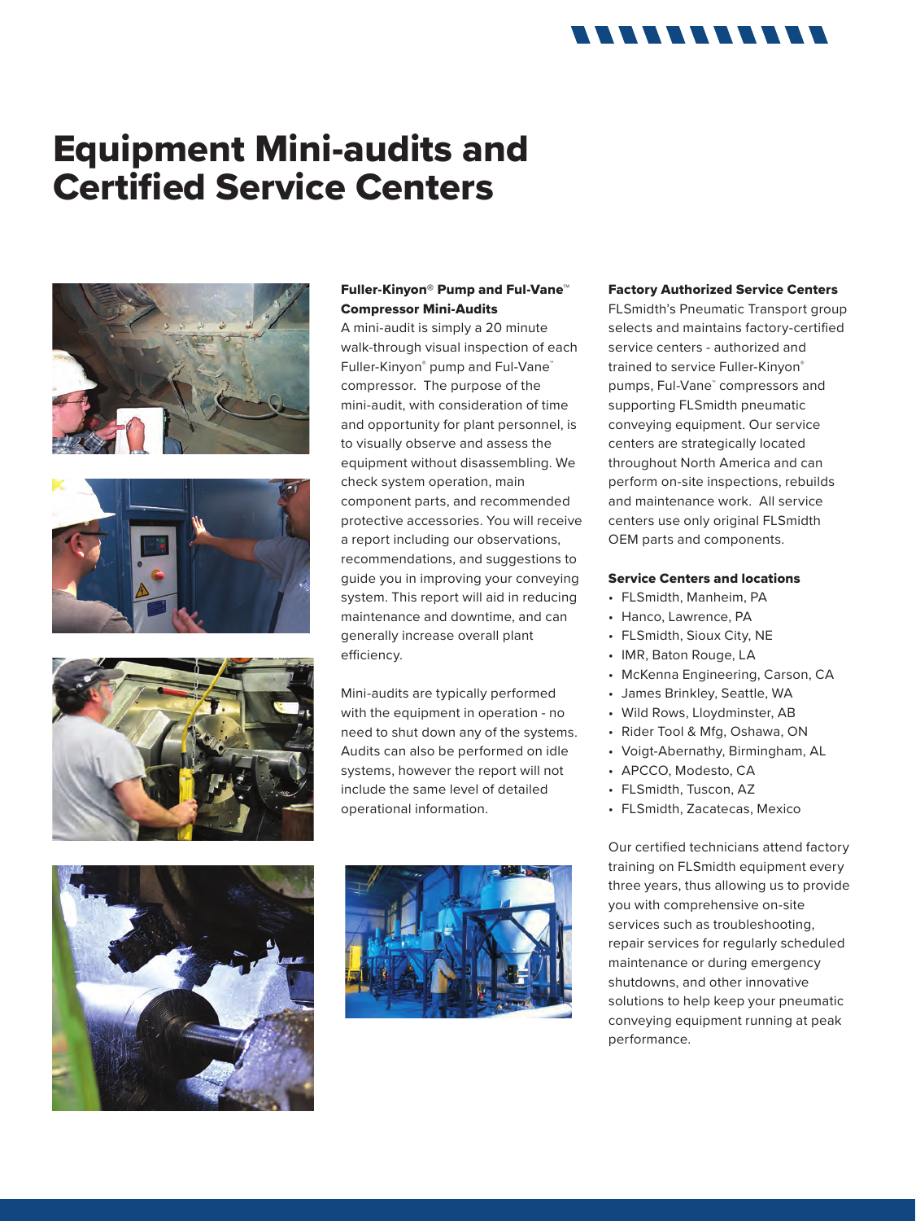# Equipment Mini-audits and Certified Service Centers

### Fuller-Kinyon® Pump and Ful-Vane™ Compressor Mini-Audits

A mini-audit is simply a 20 minute walk-through visual inspection of each Fuller-Kinyon® pump and Ful-Vane™ compressor. The purpose of the mini-audit, with consideration of time and opportunity for plant personnel, is to visually observe and assess the equipment without disassembling. We check system operation, main component parts, and recommended protective accessories. You will receive a report including our observations, recommendations, and suggestions to guide you in improving your conveying system. This report will aid in reducing maintenance and downtime, and can generally increase overall plant efficiency.

Mini-audits are typically performed with the equipment in operation - no need to shut down any of the systems. Audits can also be performed on idle systems, however the report will not include the same level of detailed operational information.

### Factory Authorized Service Centers

FLSmidth's Pneumatic Transport group selects and maintains factory-certified service centers - authorized and trained to service Fuller-Kinyon® pumps, Ful-Vane™ compressors and supporting FLSmidth pneumatic conveying equipment. Our service centers are strategically located throughout North America and can perform on-site inspections, rebuilds and maintenance work. All service centers use only original FLSmidth OEM parts and components.

### Service Centers and locations

- FLSmidth, Manheim, PA
- Hanco, Lawrence, PA
- FLSmidth, Sioux City, NE
- IMR, Baton Rouge, LA
- McKenna Engineering, Carson, CA
- James Brinkley, Seattle, WA
- Wild Rows, Lloydminster, AB
- Rider Tool & Mfg, Oshawa, ON
- Voigt-Abernathy, Birmingham, AL
- APCCO, Modesto, CA
- FLSmidth, Tuscon, AZ
- FLSmidth, Zacatecas, Mexico

Our certified technicians attend factory training on FLSmidth equipment every three years, thus allowing us to provide you with comprehensive on-site services such as troubleshooting, repair services for regularly scheduled maintenance or during emergency shutdowns, and other innovative solutions to help keep your pneumatic conveying equipment running at peak performance.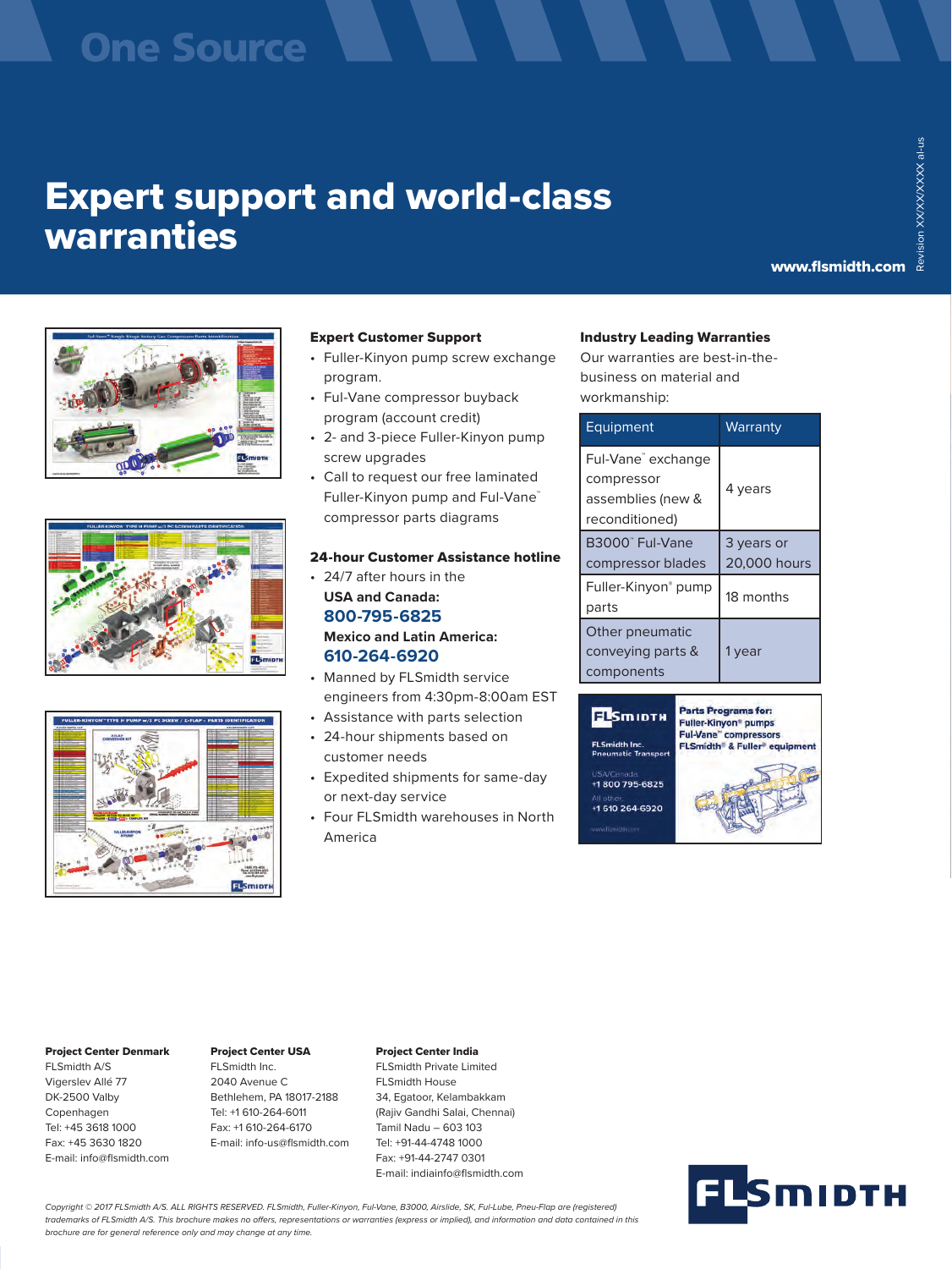# One Source

## Expert support and world-class warranties

www.flsmidth.com

Revision XX/XX/XXXX al-us

### Expert Customer Support

- Fuller-Kinyon pump screw exchange program.
- Ful-Vane compressor buyback program (account credit)
- 2- and 3-piece Fuller-Kinyon pump screw upgrades
- Call to request our free laminated Fuller-Kinyon pump and Ful-Vane™ compressor parts diagrams

### 24-hour Customer Assistance hotline

- 24/7 after hours in the

  **USA and Canada:**
  **800-795-6825**
  **Mexico and Latin America:**
  **610-264-6920**
- Manned by FLSmidth service engineers from 4:30pm-8:00am EST
- Assistance with parts selection
- 24-hour shipments based on customer needs
- Expedited shipments for same-day or next-day service
- Four FLSmidth warehouses in North America

### Industry Leading Warranties

Our warranties are best-in-the-business on material and workmanship:

| Equipment | Warranty |
|---|---|
| Ful-Vane™ exchange compressor assemblies (new & reconditioned) | 4 years |
| B3000™ Ful-Vane compressor blades | 3 years or 20,000 hours |
| Fuller-Kinyon® pump parts | 18 months |
| Other pneumatic conveying parts & components | 1 year |

FLSmidth Inc.
Pneumatic Transport
USA/Canada
+1 800 795-6825
All other
+1 610 264-6920

Parts Programs for:
Fuller-Kinyon® pumps
Ful-Vane™ compressors
FLSmidth® & Fuller® equipment

**Project Center Denmark**
FLSmidth A/S
Vigerslev Allé 77
DK-2500 Valby
Copenhagen
Tel: +45 3618 1000
Fax: +45 3630 1820
E-mail: info@flsmidth.com

**Project Center USA**
FLSmidth Inc.
2040 Avenue C
Bethlehem, PA 18017-2188
Tel: +1 610-264-6011
Fax: +1 610-264-6170
E-mail: info-us@flsmidth.com

**Project Center India**
FLSmidth Private Limited
FLSmidth House
34, Egatoor, Kelambakkam
(Rajiv Gandhi Salai, Chennai)
Tamil Nadu – 603 103
Tel: +91-44-4748 1000
Fax: +91-44-2747 0301
E-mail: indiainfo@flsmidth.com

*Copyright © 2017 FLSmidth A/S. ALL RIGHTS RESERVED. FLSmidth, Fuller-Kinyon, Ful-Vane, B3000, Airslide, SK, Ful-Lube, Pneu-Flap are (registered) trademarks of FLSmidth A/S. This brochure makes no offers, representations or warranties (express or implied), and information and data contained in this brochure are for general reference only and may change at any time.*

FLSmidth